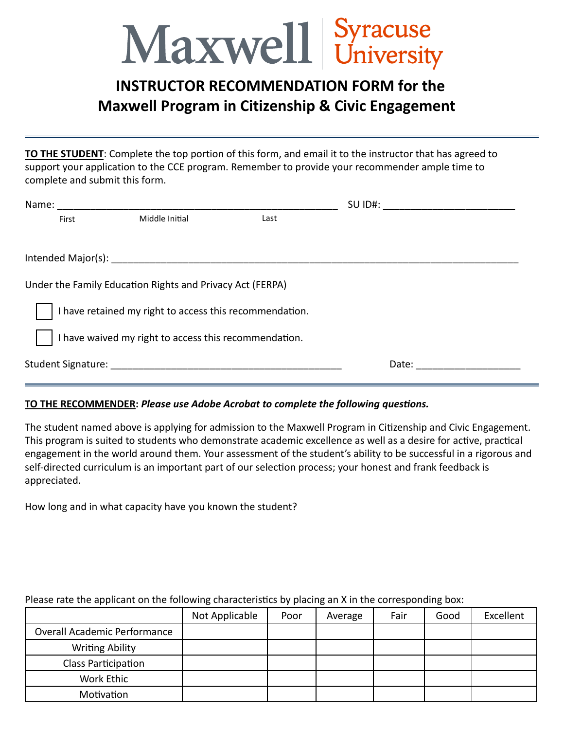Maxwell | Syracuse University

# INSTRUCTOR RECOMMENDATION FORM for the Maxwell Program in Citizenship & Civic Engagement

---

**TO THE STUDENT**: Complete the top portion of this form, and email it to the instructor that has agreed to support your application to the CCE program. Remember to provide your recommender ample time to complete and submit this form.

Name: ___________________________________________________ SU ID#: _______________________

First  Middle Initial  Last

Intended Major(s): ___________________________________________________________________________

Under the Family Education Rights and Privacy Act (FERPA)

- [ ] I have retained my right to access this recommendation.
- [ ] I have waived my right to access this recommendation.

Student Signature: ___________________________________________ Date: ___________________

---

**TO THE RECOMMENDER:** ***Please use Adobe Acrobat to complete the following questions.***

The student named above is applying for admission to the Maxwell Program in Citizenship and Civic Engagement. This program is suited to students who demonstrate academic excellence as well as a desire for active, practical engagement in the world around them. Your assessment of the student's ability to be successful in a rigorous and self-directed curriculum is an important part of our selection process; your honest and frank feedback is appreciated.

How long and in what capacity have you known the student?

Please rate the applicant on the following characteristics by placing an X in the corresponding box:

| | Not Applicable | Poor | Average | Fair | Good | Excellent |
|---|---|---|---|---|---|---|
| Overall Academic Performance | | | | | | |
| Writing Ability | | | | | | |
| Class Participation | | | | | | |
| Work Ethic | | | | | | |
| Motivation | | | | | | |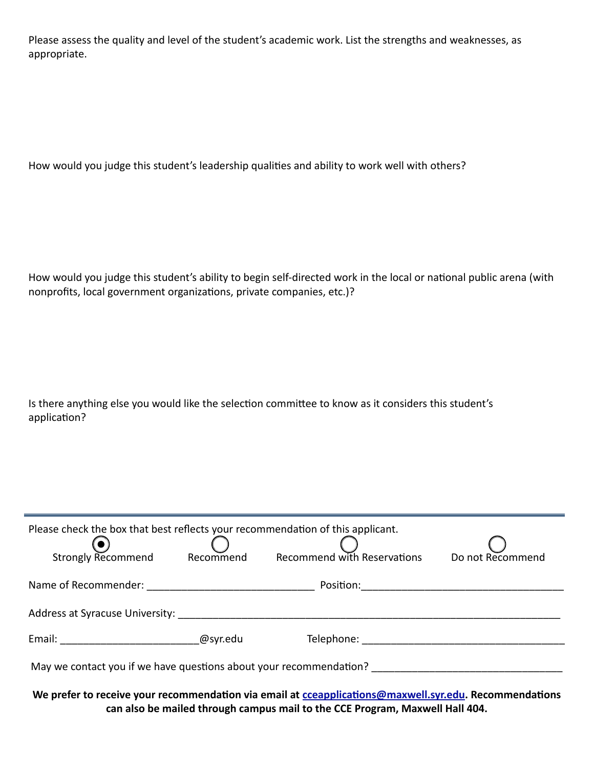Please assess the quality and level of the student's academic work. List the strengths and weaknesses, as appropriate.

How would you judge this student's leadership qualities and ability to work well with others?

How would you judge this student's ability to begin self-directed work in the local or national public arena (with nonprofits, local government organizations, private companies, etc.)?

Is there anything else you would like the selection committee to know as it considers this student's application?

---

Please check the box that best reflects your recommendation of this applicant.

| | | | |
|---|---|---|---|
| (●) Strongly Recommend | ( ) Recommend | ( ) Recommend with Reservations | ( ) Do not Recommend |

Name of Recommender: ______________________________ Position: ____________________________________

Address at Syracuse University: ________________________________________________________________________

Email: _________________________@syr.edu Telephone: ____________________________________

May we contact you if we have questions about your recommendation? _________________________________

**We prefer to receive your recommendation via email at [cceapplications@maxwell.syr.edu](mailto:cceapplications@maxwell.syr.edu). Recommendations can also be mailed through campus mail to the CCE Program, Maxwell Hall 404.**